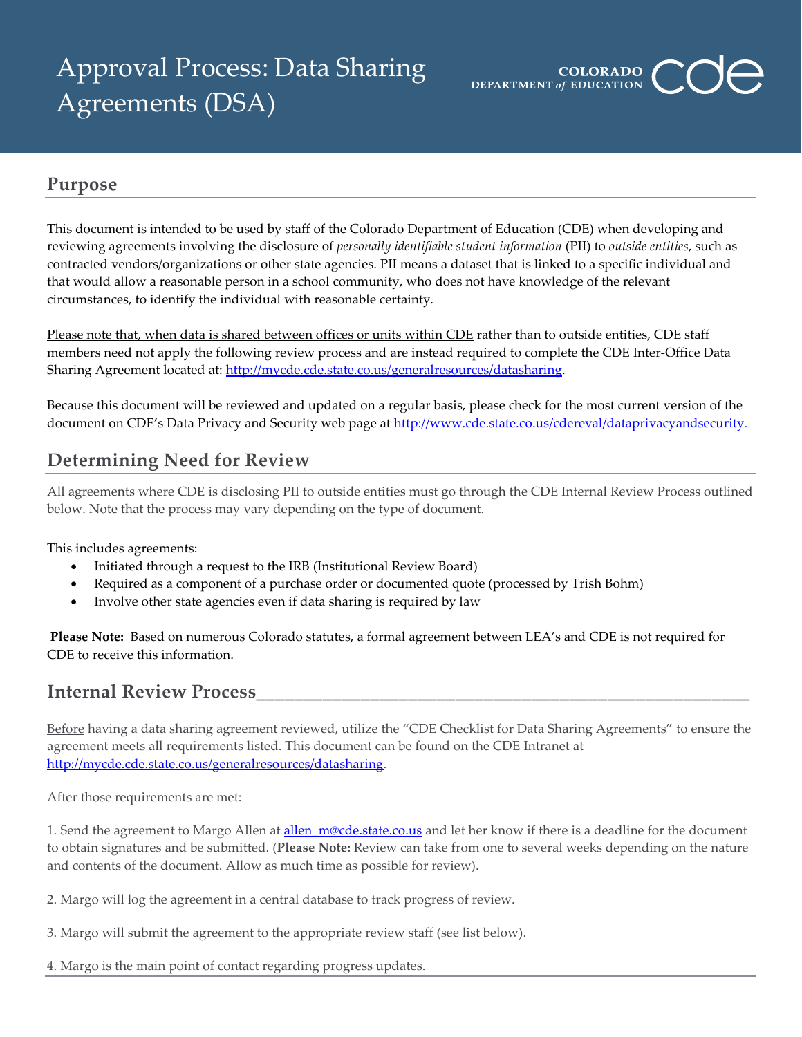# Approval Process: Data Sharing Agreements (DSA)

COLORADO DEPARTMENT *of* EDUCATION

## Purpose

This document is intended to be used by staff of the Colorado Department of Education (CDE) when developing and reviewing agreements involving the disclosure of *personally identifiable student information* (PII) to *outside entities*, such as contracted vendors/organizations or other state agencies. PII means a dataset that is linked to a specific individual and that would allow a reasonable person in a school community, who does not have knowledge of the relevant circumstances, to identify the individual with reasonable certainty.

Please note that, when data is shared between offices or units within CDE rather than to outside entities, CDE staff members need not apply the following review process and are instead required to complete the CDE Inter-Office Data Sharing Agreement located at: http://mycde.cde.state.co.us/generalresources/datasharing.

Because this document will be reviewed and updated on a regular basis, please check for the most current version of the document on CDE's Data Privacy and Security web page at http://www.cde.state.co.us/cdereval/dataprivacyandsecurity.

## Determining Need for Review

All agreements where CDE is disclosing PII to outside entities must go through the CDE Internal Review Process outlined below. Note that the process may vary depending on the type of document.

This includes agreements:

- Initiated through a request to the IRB (Institutional Review Board)
- Required as a component of a purchase order or documented quote (processed by Trish Bohm)
- Involve other state agencies even if data sharing is required by law

**Please Note:** Based on numerous Colorado statutes, a formal agreement between LEA's and CDE is not required for CDE to receive this information.

## Internal Review Process

Before having a data sharing agreement reviewed, utilize the "CDE Checklist for Data Sharing Agreements" to ensure the agreement meets all requirements listed. This document can be found on the CDE Intranet at http://mycde.cde.state.co.us/generalresources/datasharing.

After those requirements are met:

1. Send the agreement to Margo Allen at allen_m@cde.state.co.us and let her know if there is a deadline for the document to obtain signatures and be submitted. (**Please Note:** Review can take from one to several weeks depending on the nature and contents of the document. Allow as much time as possible for review).

2. Margo will log the agreement in a central database to track progress of review.

3. Margo will submit the agreement to the appropriate review staff (see list below).

4. Margo is the main point of contact regarding progress updates.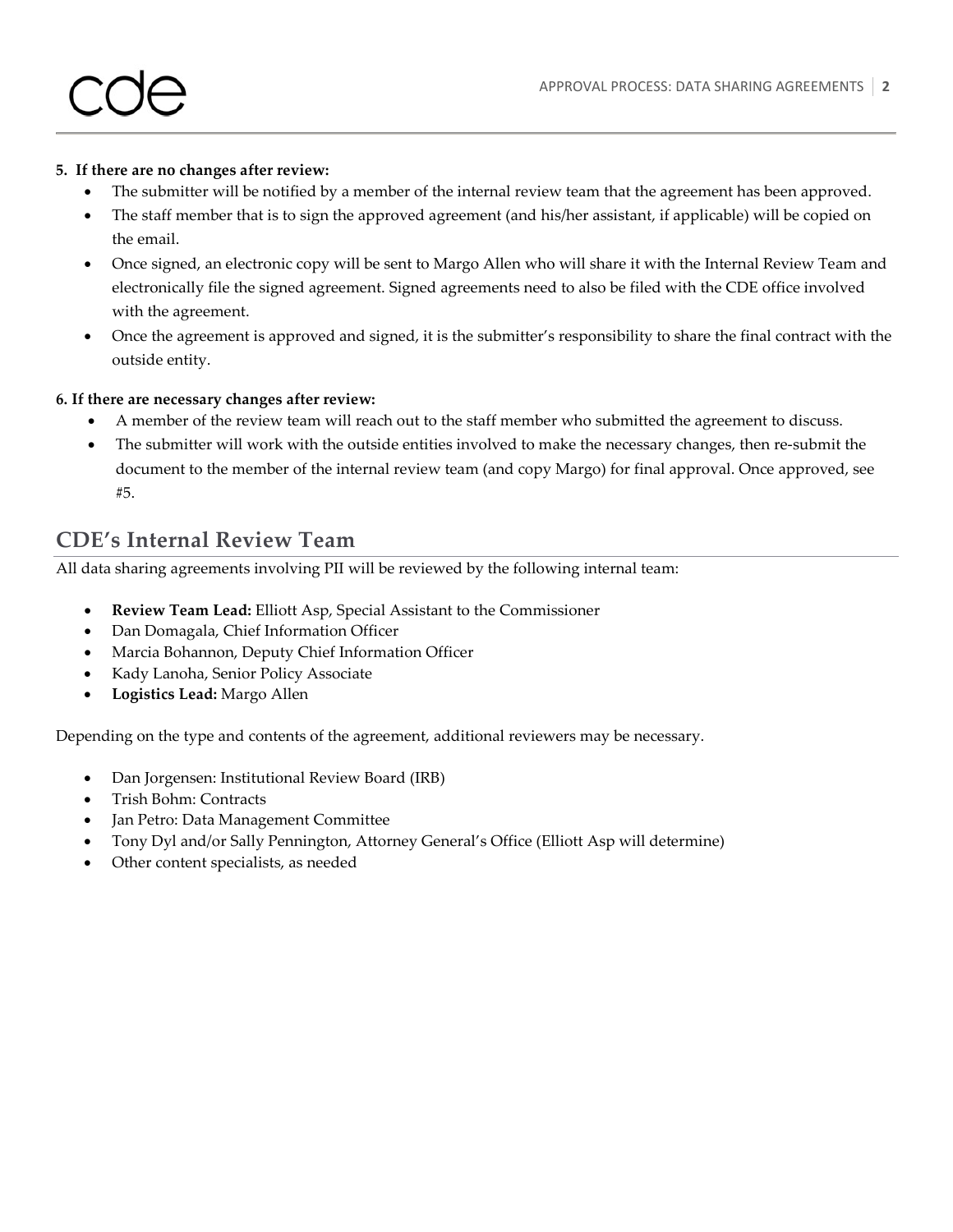**5. If there are no changes after review:**

- The submitter will be notified by a member of the internal review team that the agreement has been approved.
- The staff member that is to sign the approved agreement (and his/her assistant, if applicable) will be copied on the email.
- Once signed, an electronic copy will be sent to Margo Allen who will share it with the Internal Review Team and electronically file the signed agreement. Signed agreements need to also be filed with the CDE office involved with the agreement.
- Once the agreement is approved and signed, it is the submitter's responsibility to share the final contract with the outside entity.

**6. If there are necessary changes after review:**

- A member of the review team will reach out to the staff member who submitted the agreement to discuss.
- The submitter will work with the outside entities involved to make the necessary changes, then re-submit the document to the member of the internal review team (and copy Margo) for final approval. Once approved, see #5.

## CDE's Internal Review Team

All data sharing agreements involving PII will be reviewed by the following internal team:

- **Review Team Lead:** Elliott Asp, Special Assistant to the Commissioner
- Dan Domagala, Chief Information Officer
- Marcia Bohannon, Deputy Chief Information Officer
- Kady Lanoha, Senior Policy Associate
- **Logistics Lead:** Margo Allen

Depending on the type and contents of the agreement, additional reviewers may be necessary.

- Dan Jorgensen: Institutional Review Board (IRB)
- Trish Bohm: Contracts
- Jan Petro: Data Management Committee
- Tony Dyl and/or Sally Pennington, Attorney General's Office (Elliott Asp will determine)
- Other content specialists, as needed